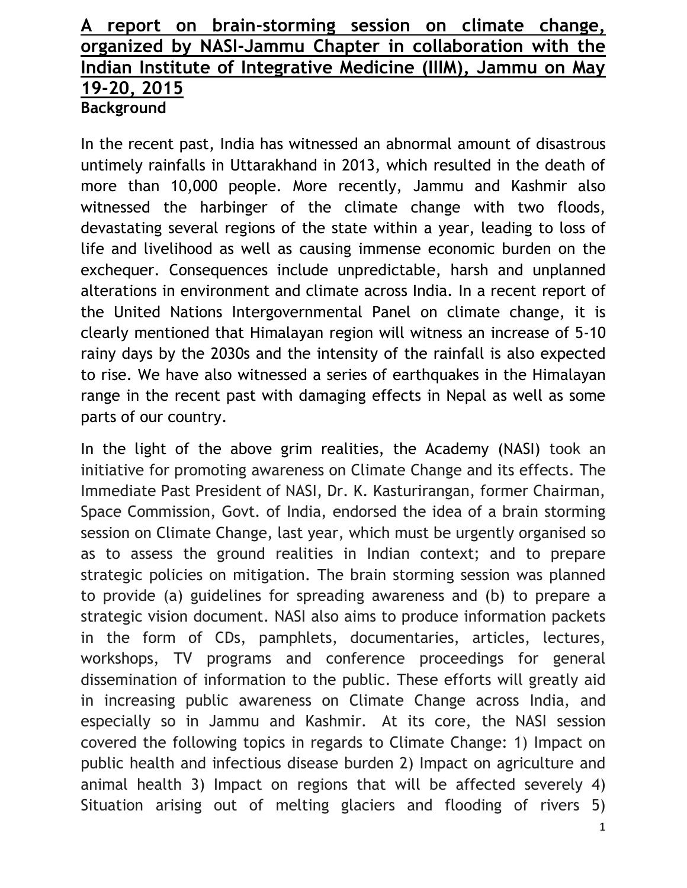# A report on brain-storming session on climate change, organized by NASI-Jammu Chapter in collaboration with the Indian Institute of Integrative Medicine (IIIM), Jammu on May 19-20, 2015

**Background**

In the recent past, India has witnessed an abnormal amount of disastrous untimely rainfalls in Uttarakhand in 2013, which resulted in the death of more than 10,000 people. More recently, Jammu and Kashmir also witnessed the harbinger of the climate change with two floods, devastating several regions of the state within a year, leading to loss of life and livelihood as well as causing immense economic burden on the exchequer. Consequences include unpredictable, harsh and unplanned alterations in environment and climate across India. In a recent report of the United Nations Intergovernmental Panel on climate change, it is clearly mentioned that Himalayan region will witness an increase of 5-10 rainy days by the 2030s and the intensity of the rainfall is also expected to rise. We have also witnessed a series of earthquakes in the Himalayan range in the recent past with damaging effects in Nepal as well as some parts of our country.

In the light of the above grim realities, the Academy (NASI) took an initiative for promoting awareness on Climate Change and its effects. The Immediate Past President of NASI, Dr. K. Kasturirangan, former Chairman, Space Commission, Govt. of India, endorsed the idea of a brain storming session on Climate Change, last year, which must be urgently organised so as to assess the ground realities in Indian context; and to prepare strategic policies on mitigation. The brain storming session was planned to provide (a) guidelines for spreading awareness and (b) to prepare a strategic vision document. NASI also aims to produce information packets in the form of CDs, pamphlets, documentaries, articles, lectures, workshops, TV programs and conference proceedings for general dissemination of information to the public. These efforts will greatly aid in increasing public awareness on Climate Change across India, and especially so in Jammu and Kashmir. At its core, the NASI session covered the following topics in regards to Climate Change: 1) Impact on public health and infectious disease burden 2) Impact on agriculture and animal health 3) Impact on regions that will be affected severely 4) Situation arising out of melting glaciers and flooding of rivers 5)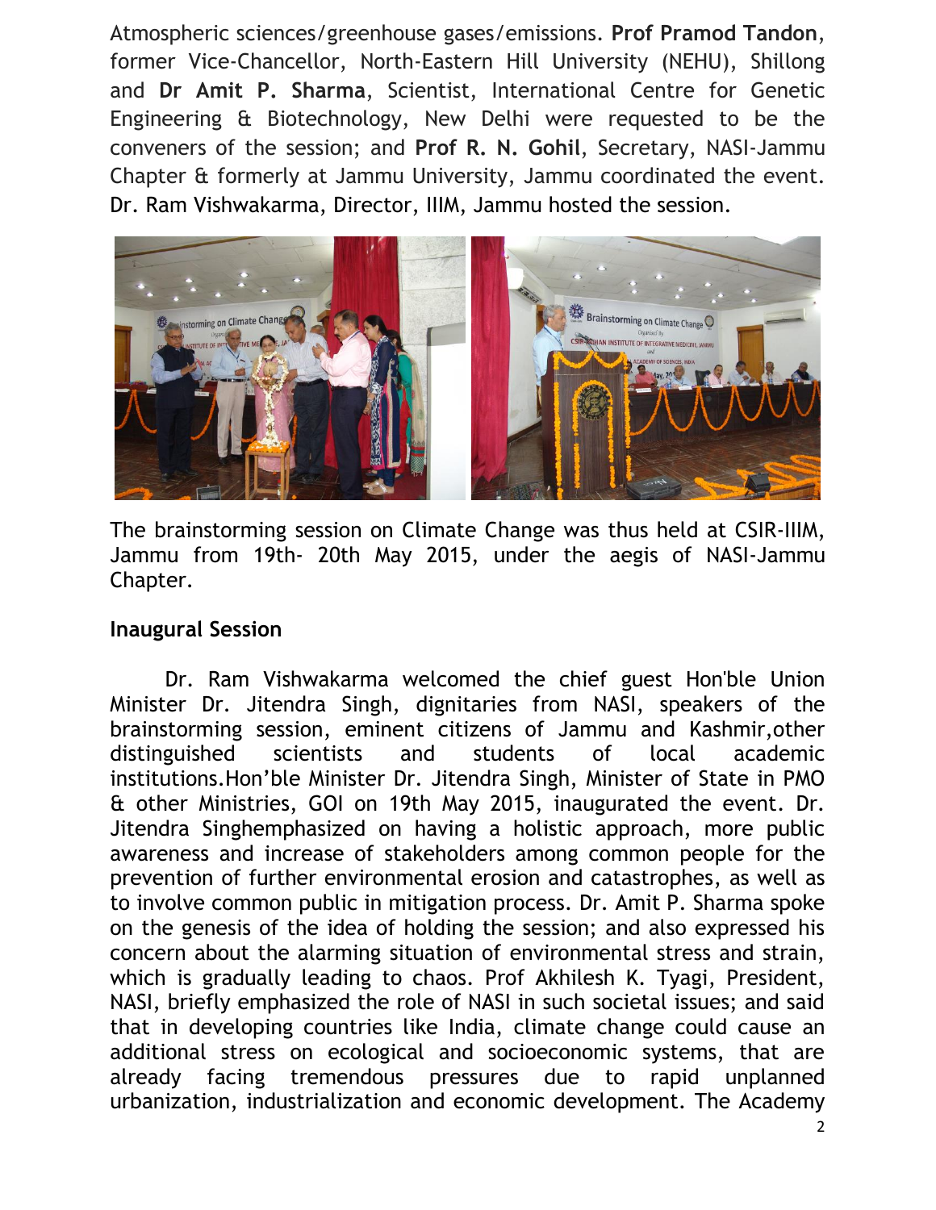Atmospheric sciences/greenhouse gases/emissions. **Prof Pramod Tandon**, former Vice-Chancellor, North-Eastern Hill University (NEHU), Shillong and **Dr Amit P. Sharma**, Scientist, International Centre for Genetic Engineering & Biotechnology, New Delhi were requested to be the conveners of the session; and **Prof R. N. Gohil**, Secretary, NASI-Jammu Chapter & formerly at Jammu University, Jammu coordinated the event. Dr. Ram Vishwakarma, Director, IIIM, Jammu hosted the session.

The brainstorming session on Climate Change was thus held at CSIR-IIIM, Jammu from 19th- 20th May 2015, under the aegis of NASI-Jammu Chapter.

## Inaugural Session

Dr. Ram Vishwakarma welcomed the chief guest Hon'ble Union Minister Dr. Jitendra Singh, dignitaries from NASI, speakers of the brainstorming session, eminent citizens of Jammu and Kashmir,other distinguished scientists and students of local academic institutions.Hon'ble Minister Dr. Jitendra Singh, Minister of State in PMO & other Ministries, GOI on 19th May 2015, inaugurated the event. Dr. Jitendra Singhemphasized on having a holistic approach, more public awareness and increase of stakeholders among common people for the prevention of further environmental erosion and catastrophes, as well as to involve common public in mitigation process. Dr. Amit P. Sharma spoke on the genesis of the idea of holding the session; and also expressed his concern about the alarming situation of environmental stress and strain, which is gradually leading to chaos. Prof Akhilesh K. Tyagi, President, NASI, briefly emphasized the role of NASI in such societal issues; and said that in developing countries like India, climate change could cause an additional stress on ecological and socioeconomic systems, that are already facing tremendous pressures due to rapid unplanned urbanization, industrialization and economic development. The Academy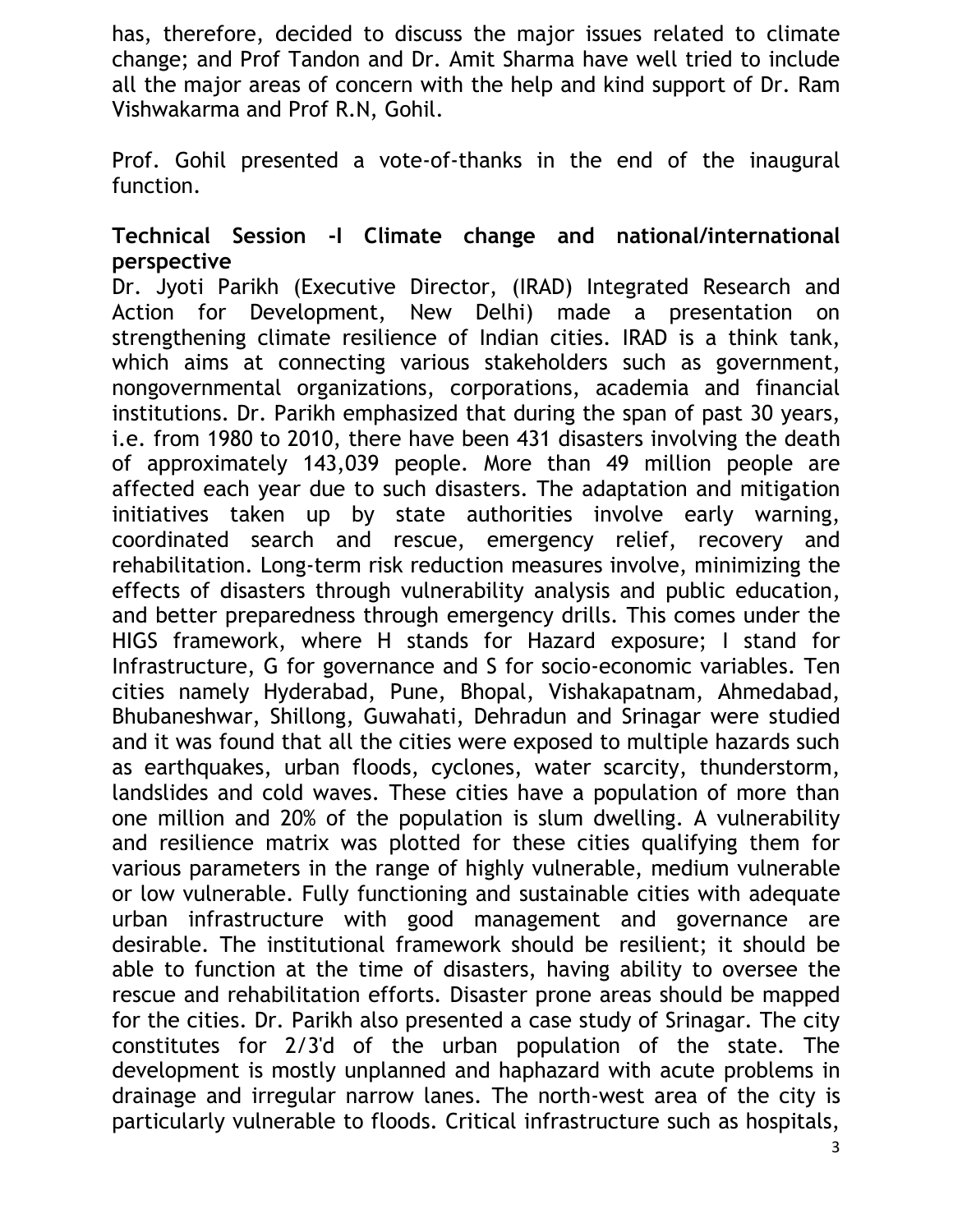has, therefore, decided to discuss the major issues related to climate change; and Prof Tandon and Dr. Amit Sharma have well tried to include all the major areas of concern with the help and kind support of Dr. Ram Vishwakarma and Prof R.N, Gohil.

Prof. Gohil presented a vote-of-thanks in the end of the inaugural function.

**Technical Session -I Climate change and national/international perspective**

Dr. Jyoti Parikh (Executive Director, (IRAD) Integrated Research and Action for Development, New Delhi) made a presentation on strengthening climate resilience of Indian cities. IRAD is a think tank, which aims at connecting various stakeholders such as government, nongovernmental organizations, corporations, academia and financial institutions. Dr. Parikh emphasized that during the span of past 30 years, i.e. from 1980 to 2010, there have been 431 disasters involving the death of approximately 143,039 people. More than 49 million people are affected each year due to such disasters. The adaptation and mitigation initiatives taken up by state authorities involve early warning, coordinated search and rescue, emergency relief, recovery and rehabilitation. Long-term risk reduction measures involve, minimizing the effects of disasters through vulnerability analysis and public education, and better preparedness through emergency drills. This comes under the HIGS framework, where H stands for Hazard exposure; I stand for Infrastructure, G for governance and S for socio-economic variables. Ten cities namely Hyderabad, Pune, Bhopal, Vishakapatnam, Ahmedabad, Bhubaneshwar, Shillong, Guwahati, Dehradun and Srinagar were studied and it was found that all the cities were exposed to multiple hazards such as earthquakes, urban floods, cyclones, water scarcity, thunderstorm, landslides and cold waves. These cities have a population of more than one million and 20% of the population is slum dwelling. A vulnerability and resilience matrix was plotted for these cities qualifying them for various parameters in the range of highly vulnerable, medium vulnerable or low vulnerable. Fully functioning and sustainable cities with adequate urban infrastructure with good management and governance are desirable. The institutional framework should be resilient; it should be able to function at the time of disasters, having ability to oversee the rescue and rehabilitation efforts. Disaster prone areas should be mapped for the cities. Dr. Parikh also presented a case study of Srinagar. The city constitutes for 2/3'd of the urban population of the state. The development is mostly unplanned and haphazard with acute problems in drainage and irregular narrow lanes. The north-west area of the city is particularly vulnerable to floods. Critical infrastructure such as hospitals,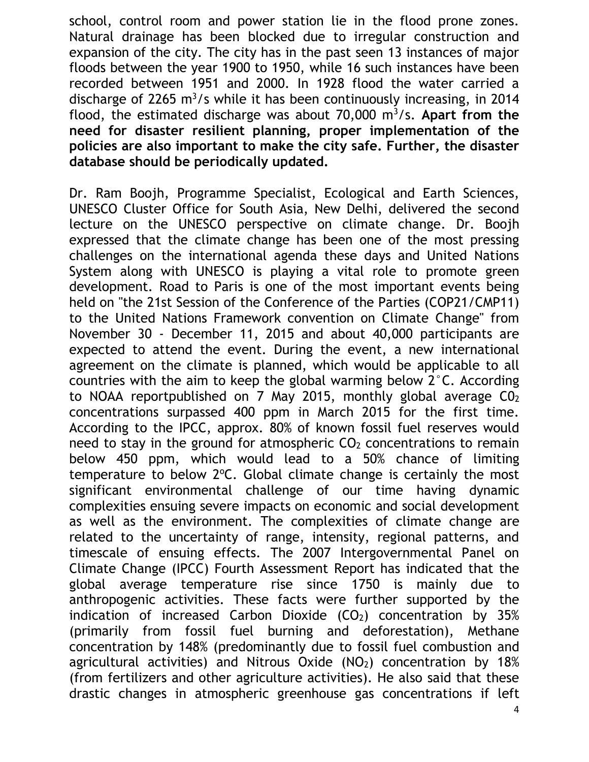school, control room and power station lie in the flood prone zones. Natural drainage has been blocked due to irregular construction and expansion of the city. The city has in the past seen 13 instances of major floods between the year 1900 to 1950, while 16 such instances have been recorded between 1951 and 2000. In 1928 flood the water carried a discharge of 2265 $m^3$/s while it has been continuously increasing, in 2014 flood, the estimated discharge was about 70,000 $m^3$/s. **Apart from the need for disaster resilient planning, proper implementation of the policies are also important to make the city safe. Further, the disaster database should be periodically updated.**

Dr. Ram Boojh, Programme Specialist, Ecological and Earth Sciences, UNESCO Cluster Office for South Asia, New Delhi, delivered the second lecture on the UNESCO perspective on climate change. Dr. Boojh expressed that the climate change has been one of the most pressing challenges on the international agenda these days and United Nations System along with UNESCO is playing a vital role to promote green development. Road to Paris is one of the most important events being held on "the 21st Session of the Conference of the Parties (COP21/CMP11) to the United Nations Framework convention on Climate Change" from November 30 - December 11, 2015 and about 40,000 participants are expected to attend the event. During the event, a new international agreement on the climate is planned, which would be applicable to all countries with the aim to keep the global warming below 2°C. According to NOAA reportpublished on 7 May 2015, monthly global average $C0_2$ concentrations surpassed 400 ppm in March 2015 for the first time. According to the IPCC, approx. 80% of known fossil fuel reserves would need to stay in the ground for atmospheric $CO_2$ concentrations to remain below 450 ppm, which would lead to a 50% chance of limiting temperature to below 2ºC. Global climate change is certainly the most significant environmental challenge of our time having dynamic complexities ensuing severe impacts on economic and social development as well as the environment. The complexities of climate change are related to the uncertainty of range, intensity, regional patterns, and timescale of ensuing effects. The 2007 Intergovernmental Panel on Climate Change (IPCC) Fourth Assessment Report has indicated that the global average temperature rise since 1750 is mainly due to anthropogenic activities. These facts were further supported by the indication of increased Carbon Dioxide ($CO_2$) concentration by 35% (primarily from fossil fuel burning and deforestation), Methane concentration by 148% (predominantly due to fossil fuel combustion and agricultural activities) and Nitrous Oxide ($NO_2$) concentration by 18% (from fertilizers and other agriculture activities). He also said that these drastic changes in atmospheric greenhouse gas concentrations if left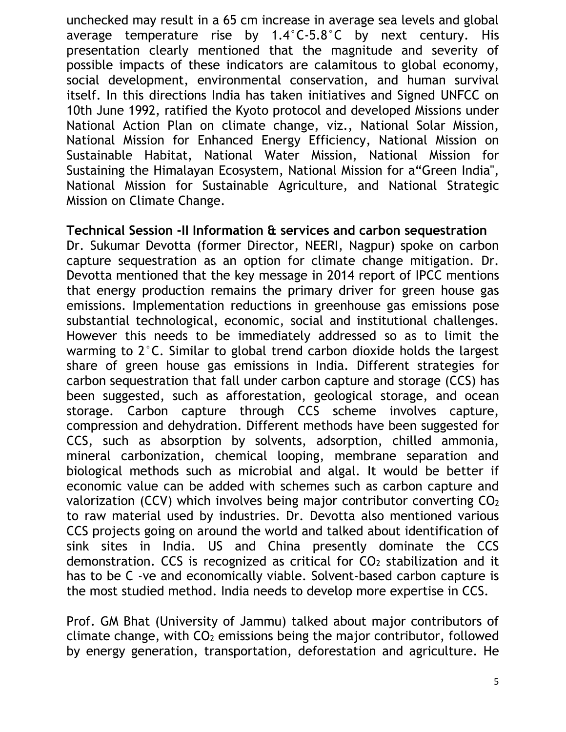unchecked may result in a 65 cm increase in average sea levels and global average temperature rise by 1.4˚C-5.8˚C by next century. His presentation clearly mentioned that the magnitude and severity of possible impacts of these indicators are calamitous to global economy, social development, environmental conservation, and human survival itself. In this directions India has taken initiatives and Signed UNFCC on 10th June 1992, ratified the Kyoto protocol and developed Missions under National Action Plan on climate change, viz., National Solar Mission, National Mission for Enhanced Energy Efficiency, National Mission on Sustainable Habitat, National Water Mission, National Mission for Sustaining the Himalayan Ecosystem, National Mission for a"Green India", National Mission for Sustainable Agriculture, and National Strategic Mission on Climate Change.

**Technical Session -II Information & services and carbon sequestration**

Dr. Sukumar Devotta (former Director, NEERI, Nagpur) spoke on carbon capture sequestration as an option for climate change mitigation. Dr. Devotta mentioned that the key message in 2014 report of IPCC mentions that energy production remains the primary driver for green house gas emissions. Implementation reductions in greenhouse gas emissions pose substantial technological, economic, social and institutional challenges. However this needs to be immediately addressed so as to limit the warming to 2˚C. Similar to global trend carbon dioxide holds the largest share of green house gas emissions in India. Different strategies for carbon sequestration that fall under carbon capture and storage (CCS) has been suggested, such as afforestation, geological storage, and ocean storage. Carbon capture through CCS scheme involves capture, compression and dehydration. Different methods have been suggested for CCS, such as absorption by solvents, adsorption, chilled ammonia, mineral carbonization, chemical looping, membrane separation and biological methods such as microbial and algal. It would be better if economic value can be added with schemes such as carbon capture and valorization (CCV) which involves being major contributor converting $CO_2$ to raw material used by industries. Dr. Devotta also mentioned various CCS projects going on around the world and talked about identification of sink sites in India. US and China presently dominate the CCS demonstration. CCS is recognized as critical for $CO_2$ stabilization and it has to be C -ve and economically viable. Solvent-based carbon capture is the most studied method. India needs to develop more expertise in CCS.

Prof. GM Bhat (University of Jammu) talked about major contributors of climate change, with $CO_2$ emissions being the major contributor, followed by energy generation, transportation, deforestation and agriculture. He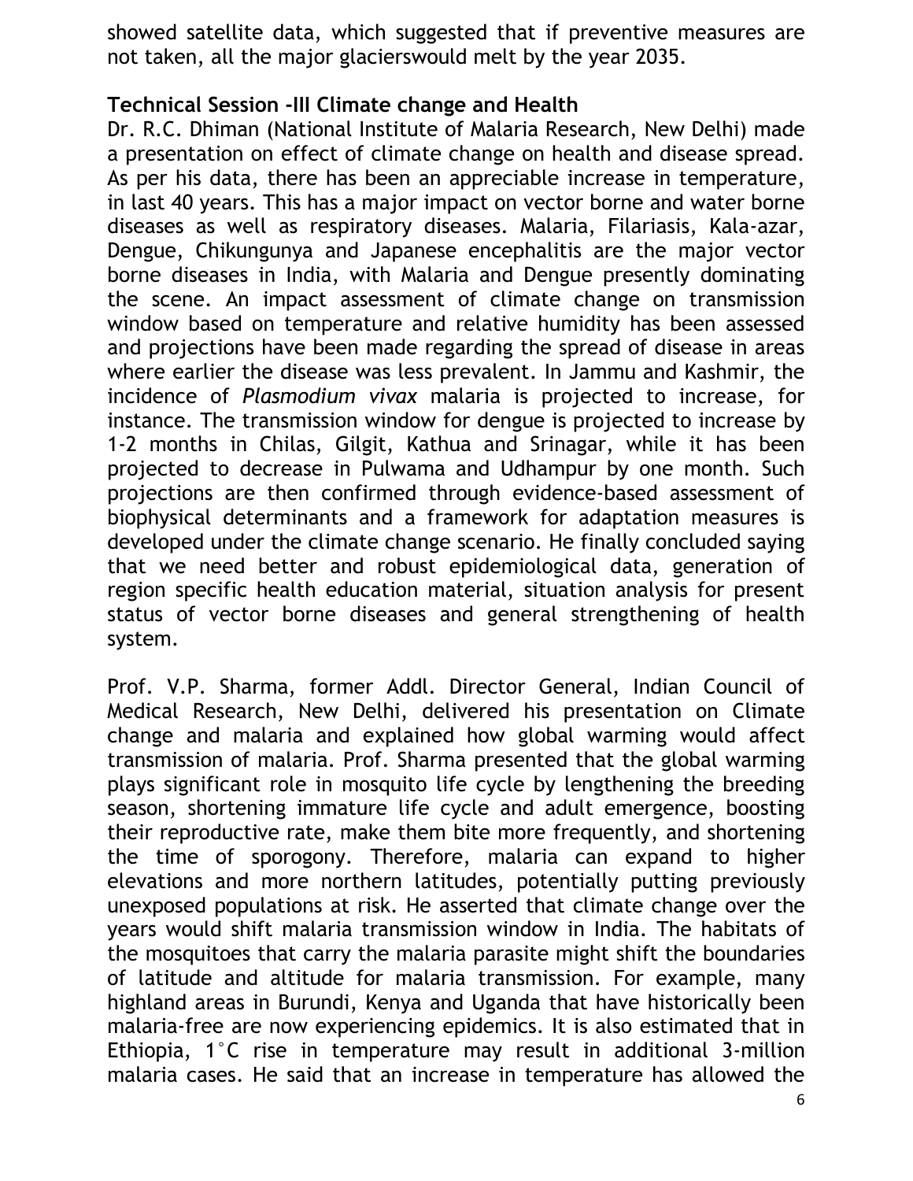showed satellite data, which suggested that if preventive measures are not taken, all the major glacierswould melt by the year 2035.

### Technical Session -III Climate change and Health

Dr. R.C. Dhiman (National Institute of Malaria Research, New Delhi) made a presentation on effect of climate change on health and disease spread. As per his data, there has been an appreciable increase in temperature, in last 40 years. This has a major impact on vector borne and water borne diseases as well as respiratory diseases. Malaria, Filariasis, Kala-azar, Dengue, Chikungunya and Japanese encephalitis are the major vector borne diseases in India, with Malaria and Dengue presently dominating the scene. An impact assessment of climate change on transmission window based on temperature and relative humidity has been assessed and projections have been made regarding the spread of disease in areas where earlier the disease was less prevalent. In Jammu and Kashmir, the incidence of *Plasmodium vivax* malaria is projected to increase, for instance. The transmission window for dengue is projected to increase by 1-2 months in Chilas, Gilgit, Kathua and Srinagar, while it has been projected to decrease in Pulwama and Udhampur by one month. Such projections are then confirmed through evidence-based assessment of biophysical determinants and a framework for adaptation measures is developed under the climate change scenario. He finally concluded saying that we need better and robust epidemiological data, generation of region specific health education material, situation analysis for present status of vector borne diseases and general strengthening of health system.

Prof. V.P. Sharma, former Addl. Director General, Indian Council of Medical Research, New Delhi, delivered his presentation on Climate change and malaria and explained how global warming would affect transmission of malaria. Prof. Sharma presented that the global warming plays significant role in mosquito life cycle by lengthening the breeding season, shortening immature life cycle and adult emergence, boosting their reproductive rate, make them bite more frequently, and shortening the time of sporogony. Therefore, malaria can expand to higher elevations and more northern latitudes, potentially putting previously unexposed populations at risk. He asserted that climate change over the years would shift malaria transmission window in India. The habitats of the mosquitoes that carry the malaria parasite might shift the boundaries of latitude and altitude for malaria transmission. For example, many highland areas in Burundi, Kenya and Uganda that have historically been malaria-free are now experiencing epidemics. It is also estimated that in Ethiopia, 1°C rise in temperature may result in additional 3-million malaria cases. He said that an increase in temperature has allowed the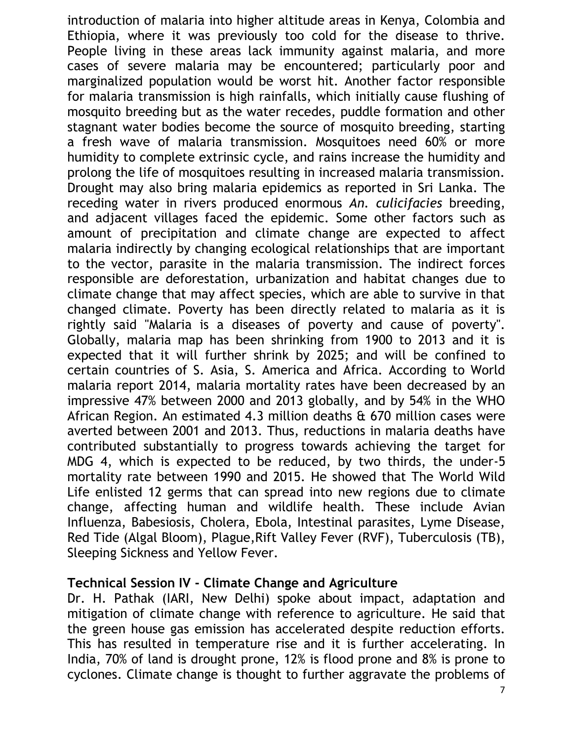introduction of malaria into higher altitude areas in Kenya, Colombia and Ethiopia, where it was previously too cold for the disease to thrive. People living in these areas lack immunity against malaria, and more cases of severe malaria may be encountered; particularly poor and marginalized population would be worst hit. Another factor responsible for malaria transmission is high rainfalls, which initially cause flushing of mosquito breeding but as the water recedes, puddle formation and other stagnant water bodies become the source of mosquito breeding, starting a fresh wave of malaria transmission. Mosquitoes need 60% or more humidity to complete extrinsic cycle, and rains increase the humidity and prolong the life of mosquitoes resulting in increased malaria transmission. Drought may also bring malaria epidemics as reported in Sri Lanka. The receding water in rivers produced enormous *An. culicifacies* breeding, and adjacent villages faced the epidemic. Some other factors such as amount of precipitation and climate change are expected to affect malaria indirectly by changing ecological relationships that are important to the vector, parasite in the malaria transmission. The indirect forces responsible are deforestation, urbanization and habitat changes due to climate change that may affect species, which are able to survive in that changed climate. Poverty has been directly related to malaria as it is rightly said "Malaria is a diseases of poverty and cause of poverty". Globally, malaria map has been shrinking from 1900 to 2013 and it is expected that it will further shrink by 2025; and will be confined to certain countries of S. Asia, S. America and Africa. According to World malaria report 2014, malaria mortality rates have been decreased by an impressive 47% between 2000 and 2013 globally, and by 54% in the WHO African Region. An estimated 4.3 million deaths & 670 million cases were averted between 2001 and 2013. Thus, reductions in malaria deaths have contributed substantially to progress towards achieving the target for MDG 4, which is expected to be reduced, by two thirds, the under-5 mortality rate between 1990 and 2015. He showed that The World Wild Life enlisted 12 germs that can spread into new regions due to climate change, affecting human and wildlife health. These include Avian Influenza, Babesiosis, Cholera, Ebola, Intestinal parasites, Lyme Disease, Red Tide (Algal Bloom), Plague,Rift Valley Fever (RVF), Tuberculosis (TB), Sleeping Sickness and Yellow Fever.

**Technical Session IV - Climate Change and Agriculture**

Dr. H. Pathak (IARI, New Delhi) spoke about impact, adaptation and mitigation of climate change with reference to agriculture. He said that the green house gas emission has accelerated despite reduction efforts. This has resulted in temperature rise and it is further accelerating. In India, 70% of land is drought prone, 12% is flood prone and 8% is prone to cyclones. Climate change is thought to further aggravate the problems of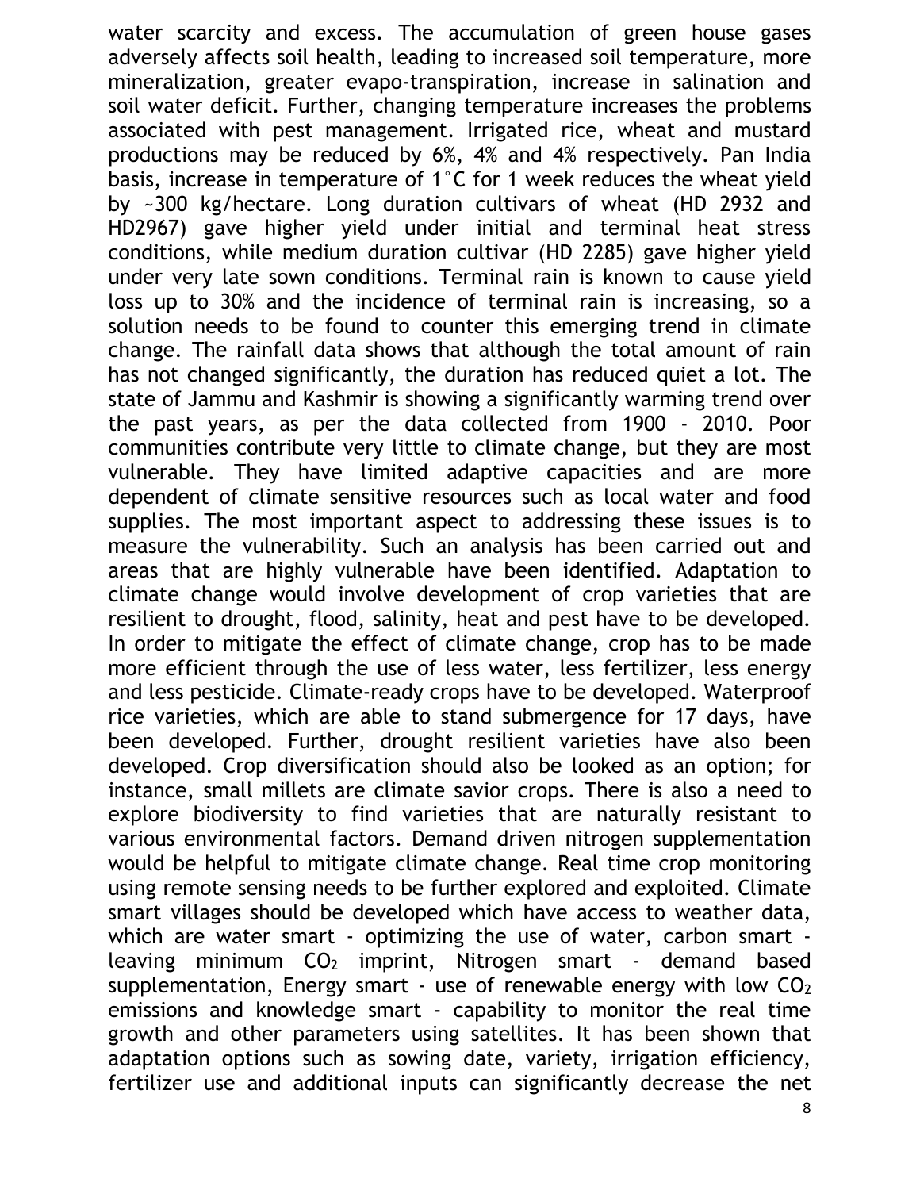water scarcity and excess. The accumulation of green house gases adversely affects soil health, leading to increased soil temperature, more mineralization, greater evapo-transpiration, increase in salination and soil water deficit. Further, changing temperature increases the problems associated with pest management. Irrigated rice, wheat and mustard productions may be reduced by 6%, 4% and 4% respectively. Pan India basis, increase in temperature of 1°C for 1 week reduces the wheat yield by ~300 kg/hectare. Long duration cultivars of wheat (HD 2932 and HD2967) gave higher yield under initial and terminal heat stress conditions, while medium duration cultivar (HD 2285) gave higher yield under very late sown conditions. Terminal rain is known to cause yield loss up to 30% and the incidence of terminal rain is increasing, so a solution needs to be found to counter this emerging trend in climate change. The rainfall data shows that although the total amount of rain has not changed significantly, the duration has reduced quiet a lot. The state of Jammu and Kashmir is showing a significantly warming trend over the past years, as per the data collected from 1900 - 2010. Poor communities contribute very little to climate change, but they are most vulnerable. They have limited adaptive capacities and are more dependent of climate sensitive resources such as local water and food supplies. The most important aspect to addressing these issues is to measure the vulnerability. Such an analysis has been carried out and areas that are highly vulnerable have been identified. Adaptation to climate change would involve development of crop varieties that are resilient to drought, flood, salinity, heat and pest have to be developed. In order to mitigate the effect of climate change, crop has to be made more efficient through the use of less water, less fertilizer, less energy and less pesticide. Climate-ready crops have to be developed. Waterproof rice varieties, which are able to stand submergence for 17 days, have been developed. Further, drought resilient varieties have also been developed. Crop diversification should also be looked as an option; for instance, small millets are climate savior crops. There is also a need to explore biodiversity to find varieties that are naturally resistant to various environmental factors. Demand driven nitrogen supplementation would be helpful to mitigate climate change. Real time crop monitoring using remote sensing needs to be further explored and exploited. Climate smart villages should be developed which have access to weather data, which are water smart - optimizing the use of water, carbon smart - leaving minimum $CO_2$ imprint, Nitrogen smart - demand based supplementation, Energy smart - use of renewable energy with low $CO_2$ emissions and knowledge smart - capability to monitor the real time growth and other parameters using satellites. It has been shown that adaptation options such as sowing date, variety, irrigation efficiency, fertilizer use and additional inputs can significantly decrease the net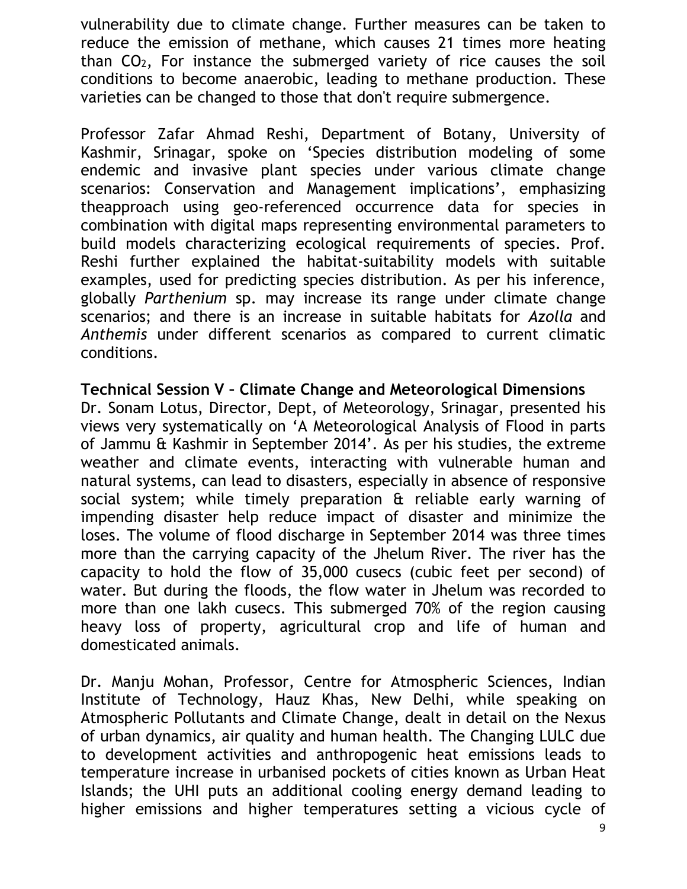vulnerability due to climate change. Further measures can be taken to reduce the emission of methane, which causes 21 times more heating than $CO_2$, For instance the submerged variety of rice causes the soil conditions to become anaerobic, leading to methane production. These varieties can be changed to those that don't require submergence.

Professor Zafar Ahmad Reshi, Department of Botany, University of Kashmir, Srinagar, spoke on 'Species distribution modeling of some endemic and invasive plant species under various climate change scenarios: Conservation and Management implications', emphasizing theapproach using geo-referenced occurrence data for species in combination with digital maps representing environmental parameters to build models characterizing ecological requirements of species. Prof. Reshi further explained the habitat-suitability models with suitable examples, used for predicting species distribution. As per his inference, globally *Parthenium* sp. may increase its range under climate change scenarios; and there is an increase in suitable habitats for *Azolla* and *Anthemis* under different scenarios as compared to current climatic conditions.

**Technical Session V – Climate Change and Meteorological Dimensions**

Dr. Sonam Lotus, Director, Dept, of Meteorology, Srinagar, presented his views very systematically on 'A Meteorological Analysis of Flood in parts of Jammu & Kashmir in September 2014'. As per his studies, the extreme weather and climate events, interacting with vulnerable human and natural systems, can lead to disasters, especially in absence of responsive social system; while timely preparation & reliable early warning of impending disaster help reduce impact of disaster and minimize the loses. The volume of flood discharge in September 2014 was three times more than the carrying capacity of the Jhelum River. The river has the capacity to hold the flow of 35,000 cusecs (cubic feet per second) of water. But during the floods, the flow water in Jhelum was recorded to more than one lakh cusecs. This submerged 70% of the region causing heavy loss of property, agricultural crop and life of human and domesticated animals.

Dr. Manju Mohan, Professor, Centre for Atmospheric Sciences, Indian Institute of Technology, Hauz Khas, New Delhi, while speaking on Atmospheric Pollutants and Climate Change, dealt in detail on the Nexus of urban dynamics, air quality and human health. The Changing LULC due to development activities and anthropogenic heat emissions leads to temperature increase in urbanised pockets of cities known as Urban Heat Islands; the UHI puts an additional cooling energy demand leading to higher emissions and higher temperatures setting a vicious cycle of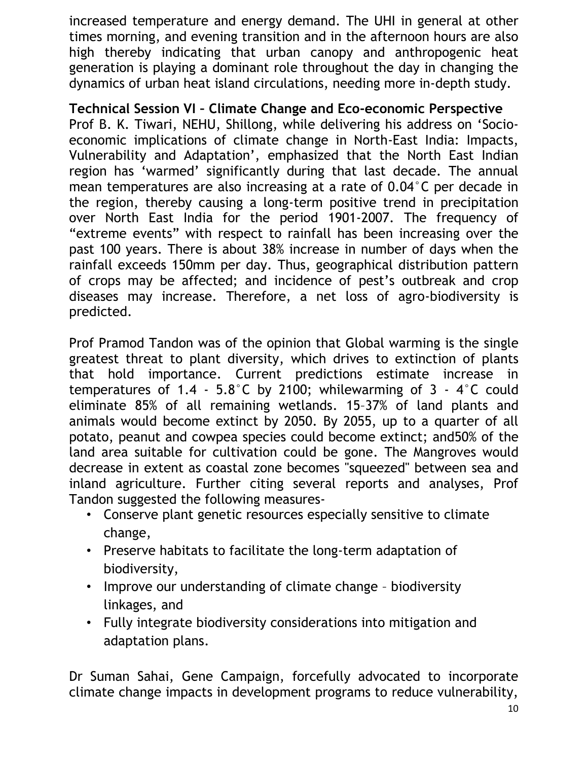increased temperature and energy demand. The UHI in general at other times morning, and evening transition and in the afternoon hours are also high thereby indicating that urban canopy and anthropogenic heat generation is playing a dominant role throughout the day in changing the dynamics of urban heat island circulations, needing more in-depth study.

**Technical Session VI – Climate Change and Eco-economic Perspective**

Prof B. K. Tiwari, NEHU, Shillong, while delivering his address on 'Socio-economic implications of climate change in North-East India: Impacts, Vulnerability and Adaptation', emphasized that the North East Indian region has 'warmed' significantly during that last decade. The annual mean temperatures are also increasing at a rate of 0.04°C per decade in the region, thereby causing a long-term positive trend in precipitation over North East India for the period 1901-2007. The frequency of "extreme events" with respect to rainfall has been increasing over the past 100 years. There is about 38% increase in number of days when the rainfall exceeds 150mm per day. Thus, geographical distribution pattern of crops may be affected; and incidence of pest's outbreak and crop diseases may increase. Therefore, a net loss of agro-biodiversity is predicted.

Prof Pramod Tandon was of the opinion that Global warming is the single greatest threat to plant diversity, which drives to extinction of plants that hold importance. Current predictions estimate increase in temperatures of 1.4 - 5.8°C by 2100; whilewarming of 3 - 4°C could eliminate 85% of all remaining wetlands. 15–37% of land plants and animals would become extinct by 2050. By 2055, up to a quarter of all potato, peanut and cowpea species could become extinct; and50% of the land area suitable for cultivation could be gone. The Mangroves would decrease in extent as coastal zone becomes "squeezed" between sea and inland agriculture. Further citing several reports and analyses, Prof Tandon suggested the following measures-

- Conserve plant genetic resources especially sensitive to climate change,
- Preserve habitats to facilitate the long-term adaptation of biodiversity,
- Improve our understanding of climate change – biodiversity linkages, and
- Fully integrate biodiversity considerations into mitigation and adaptation plans.

Dr Suman Sahai, Gene Campaign, forcefully advocated to incorporate climate change impacts in development programs to reduce vulnerability,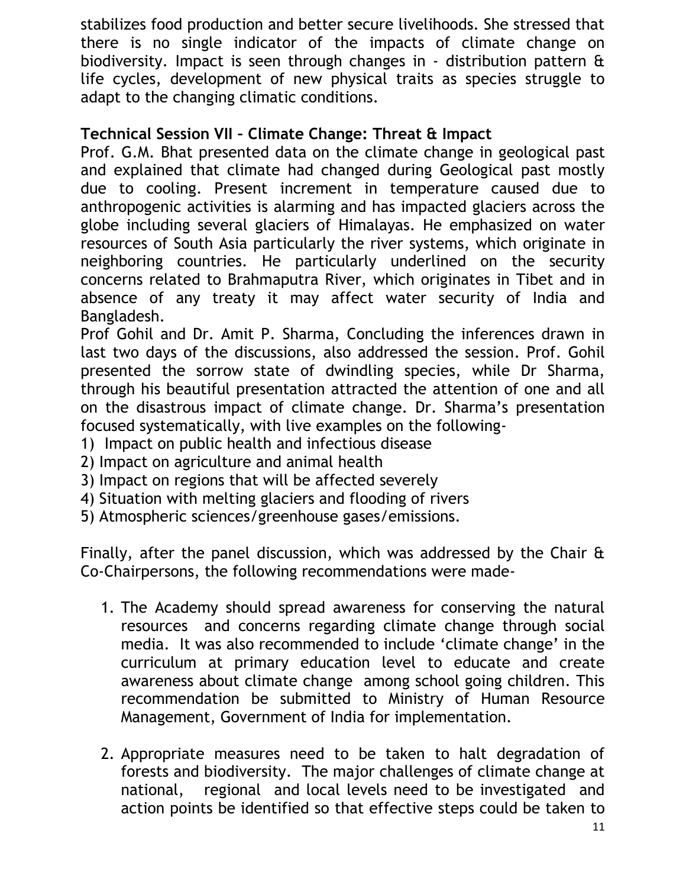stabilizes food production and better secure livelihoods. She stressed that there is no single indicator of the impacts of climate change on biodiversity. Impact is seen through changes in - distribution pattern & life cycles, development of new physical traits as species struggle to adapt to the changing climatic conditions.

**Technical Session VII – Climate Change: Threat & Impact**

Prof. G.M. Bhat presented data on the climate change in geological past and explained that climate had changed during Geological past mostly due to cooling. Present increment in temperature caused due to anthropogenic activities is alarming and has impacted glaciers across the globe including several glaciers of Himalayas. He emphasized on water resources of South Asia particularly the river systems, which originate in neighboring countries. He particularly underlined on the security concerns related to Brahmaputra River, which originates in Tibet and in absence of any treaty it may affect water security of India and Bangladesh.

Prof Gohil and Dr. Amit P. Sharma, Concluding the inferences drawn in last two days of the discussions, also addressed the session. Prof. Gohil presented the sorrow state of dwindling species, while Dr Sharma, through his beautiful presentation attracted the attention of one and all on the disastrous impact of climate change. Dr. Sharma's presentation focused systematically, with live examples on the following-

1) Impact on public health and infectious disease
2) Impact on agriculture and animal health
3) Impact on regions that will be affected severely
4) Situation with melting glaciers and flooding of rivers
5) Atmospheric sciences/greenhouse gases/emissions.

Finally, after the panel discussion, which was addressed by the Chair & Co-Chairpersons, the following recommendations were made-

1. The Academy should spread awareness for conserving the natural resources and concerns regarding climate change through social media. It was also recommended to include 'climate change' in the curriculum at primary education level to educate and create awareness about climate change among school going children. This recommendation be submitted to Ministry of Human Resource Management, Government of India for implementation.

2. Appropriate measures need to be taken to halt degradation of forests and biodiversity. The major challenges of climate change at national, regional and local levels need to be investigated and action points be identified so that effective steps could be taken to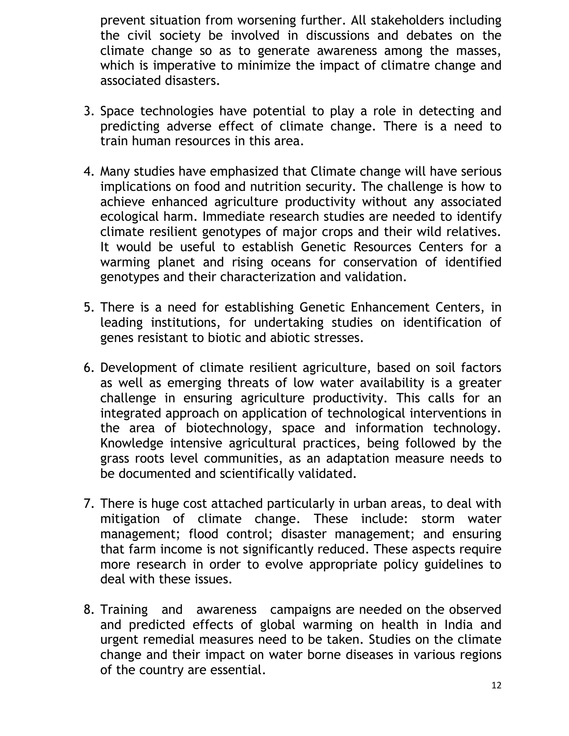prevent situation from worsening further. All stakeholders including the civil society be involved in discussions and debates on the climate change so as to generate awareness among the masses, which is imperative to minimize the impact of climatre change and associated disasters.

3. Space technologies have potential to play a role in detecting and predicting adverse effect of climate change. There is a need to train human resources in this area.

4. Many studies have emphasized that Climate change will have serious implications on food and nutrition security. The challenge is how to achieve enhanced agriculture productivity without any associated ecological harm. Immediate research studies are needed to identify climate resilient genotypes of major crops and their wild relatives. It would be useful to establish Genetic Resources Centers for a warming planet and rising oceans for conservation of identified genotypes and their characterization and validation.

5. There is a need for establishing Genetic Enhancement Centers, in leading institutions, for undertaking studies on identification of genes resistant to biotic and abiotic stresses.

6. Development of climate resilient agriculture, based on soil factors as well as emerging threats of low water availability is a greater challenge in ensuring agriculture productivity. This calls for an integrated approach on application of technological interventions in the area of biotechnology, space and information technology. Knowledge intensive agricultural practices, being followed by the grass roots level communities, as an adaptation measure needs to be documented and scientifically validated.

7. There is huge cost attached particularly in urban areas, to deal with mitigation of climate change. These include: storm water management; flood control; disaster management; and ensuring that farm income is not significantly reduced. These aspects require more research in order to evolve appropriate policy guidelines to deal with these issues.

8. Training and awareness campaigns are needed on the observed and predicted effects of global warming on health in India and urgent remedial measures need to be taken. Studies on the climate change and their impact on water borne diseases in various regions of the country are essential.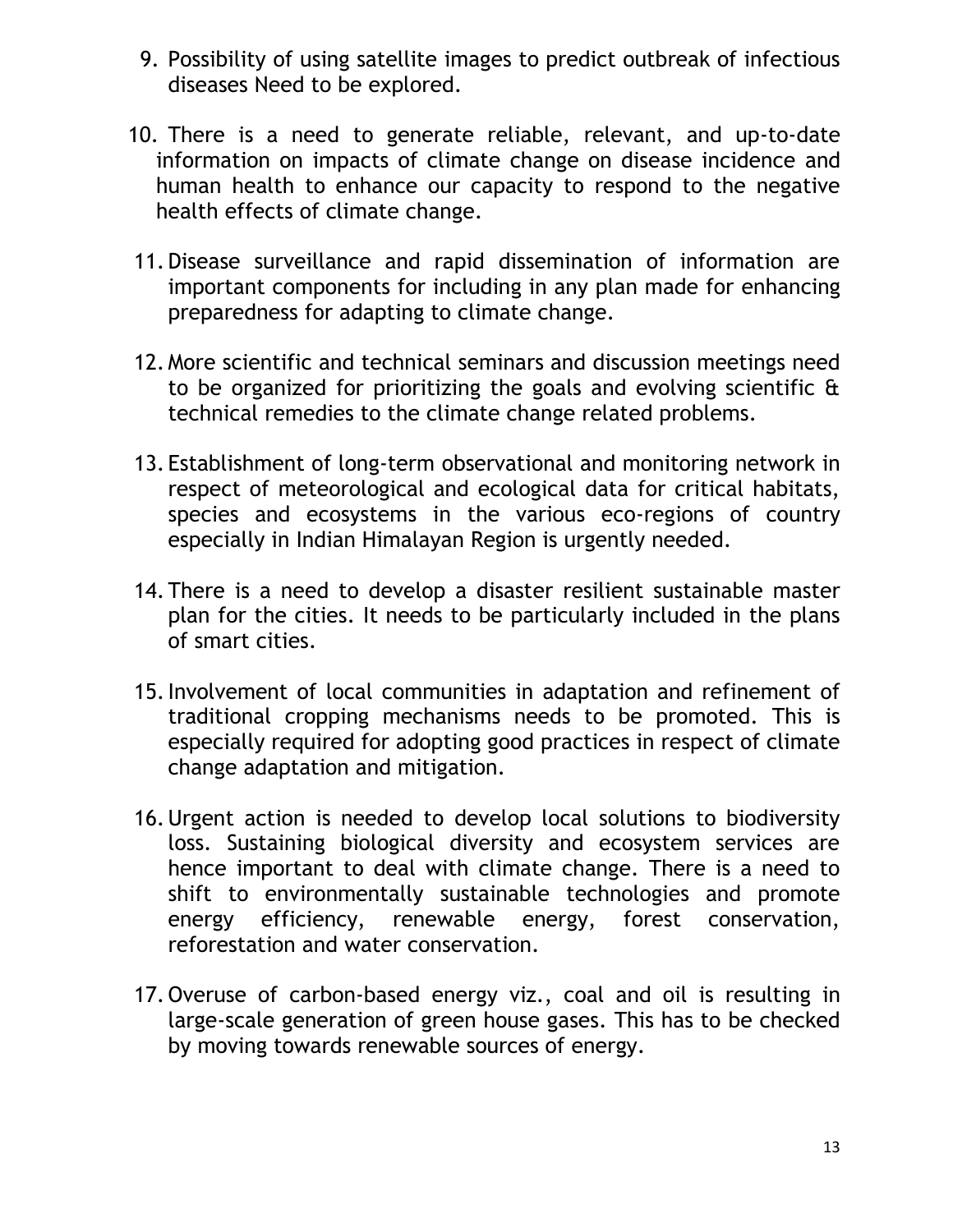9. Possibility of using satellite images to predict outbreak of infectious diseases Need to be explored.

10. There is a need to generate reliable, relevant, and up-to-date information on impacts of climate change on disease incidence and human health to enhance our capacity to respond to the negative health effects of climate change.

11. Disease surveillance and rapid dissemination of information are important components for including in any plan made for enhancing preparedness for adapting to climate change.

12. More scientific and technical seminars and discussion meetings need to be organized for prioritizing the goals and evolving scientific & technical remedies to the climate change related problems.

13. Establishment of long-term observational and monitoring network in respect of meteorological and ecological data for critical habitats, species and ecosystems in the various eco-regions of country especially in Indian Himalayan Region is urgently needed.

14. There is a need to develop a disaster resilient sustainable master plan for the cities. It needs to be particularly included in the plans of smart cities.

15. Involvement of local communities in adaptation and refinement of traditional cropping mechanisms needs to be promoted. This is especially required for adopting good practices in respect of climate change adaptation and mitigation.

16. Urgent action is needed to develop local solutions to biodiversity loss. Sustaining biological diversity and ecosystem services are hence important to deal with climate change. There is a need to shift to environmentally sustainable technologies and promote energy efficiency, renewable energy, forest conservation, reforestation and water conservation.

17. Overuse of carbon-based energy viz., coal and oil is resulting in large-scale generation of green house gases. This has to be checked by moving towards renewable sources of energy.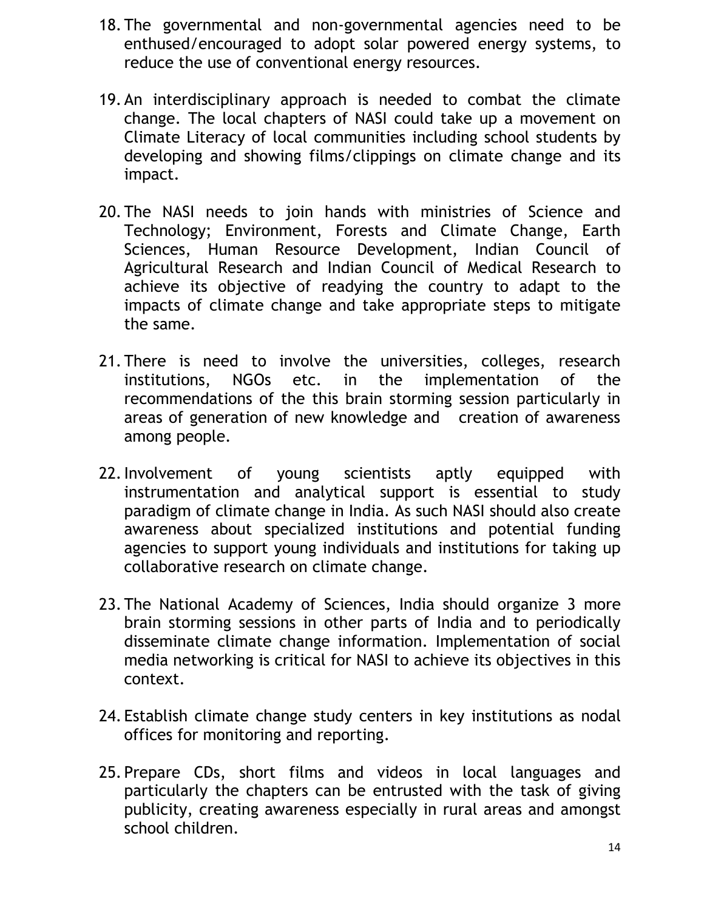18. The governmental and non-governmental agencies need to be enthused/encouraged to adopt solar powered energy systems, to reduce the use of conventional energy resources.

19. An interdisciplinary approach is needed to combat the climate change. The local chapters of NASI could take up a movement on Climate Literacy of local communities including school students by developing and showing films/clippings on climate change and its impact.

20. The NASI needs to join hands with ministries of Science and Technology; Environment, Forests and Climate Change, Earth Sciences, Human Resource Development, Indian Council of Agricultural Research and Indian Council of Medical Research to achieve its objective of readying the country to adapt to the impacts of climate change and take appropriate steps to mitigate the same.

21. There is need to involve the universities, colleges, research institutions, NGOs etc. in the implementation of the recommendations of the this brain storming session particularly in areas of generation of new knowledge and creation of awareness among people.

22. Involvement of young scientists aptly equipped with instrumentation and analytical support is essential to study paradigm of climate change in India. As such NASI should also create awareness about specialized institutions and potential funding agencies to support young individuals and institutions for taking up collaborative research on climate change.

23. The National Academy of Sciences, India should organize 3 more brain storming sessions in other parts of India and to periodically disseminate climate change information. Implementation of social media networking is critical for NASI to achieve its objectives in this context.

24. Establish climate change study centers in key institutions as nodal offices for monitoring and reporting.

25. Prepare CDs, short films and videos in local languages and particularly the chapters can be entrusted with the task of giving publicity, creating awareness especially in rural areas and amongst school children.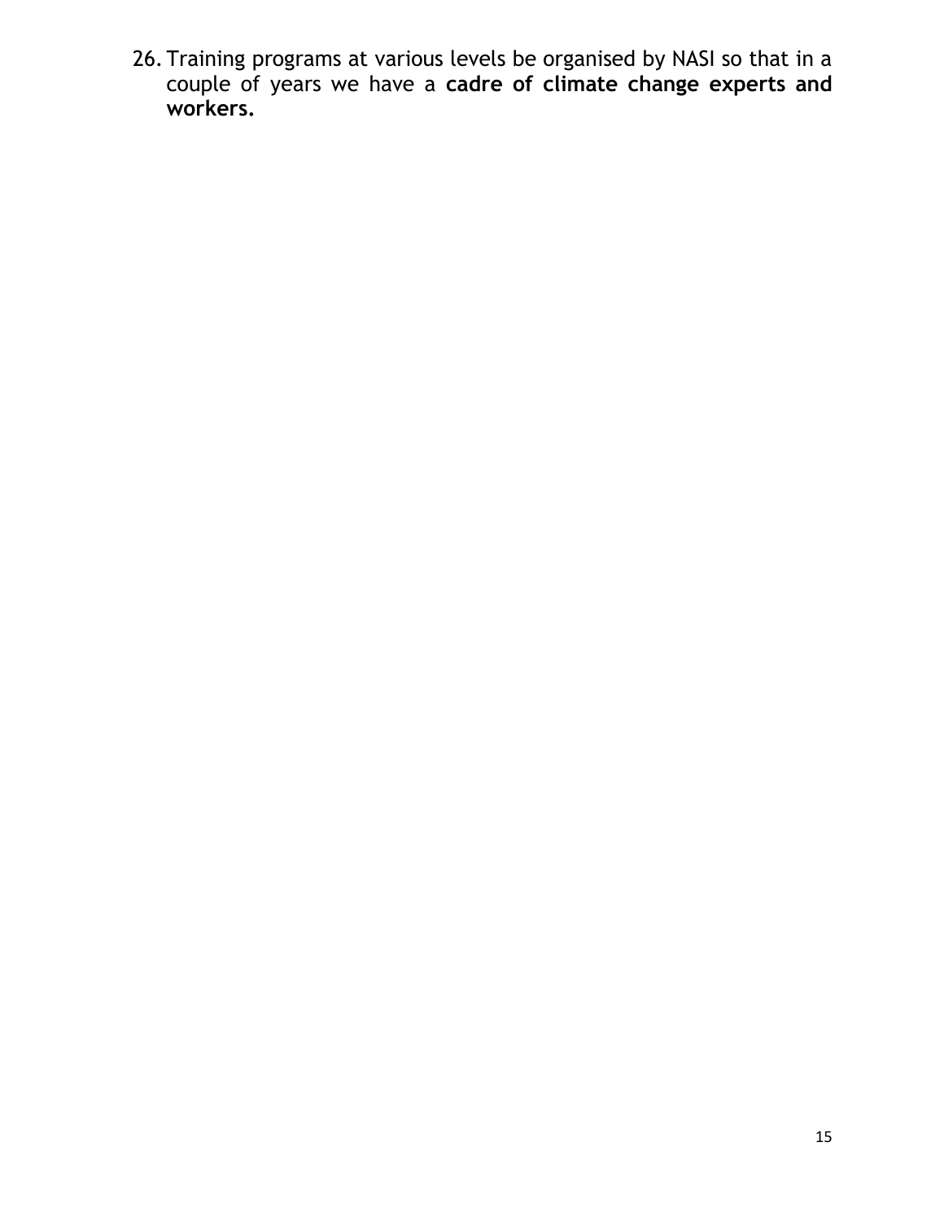26. Training programs at various levels be organised by NASI so that in a couple of years we have a **cadre of climate change experts and workers.**